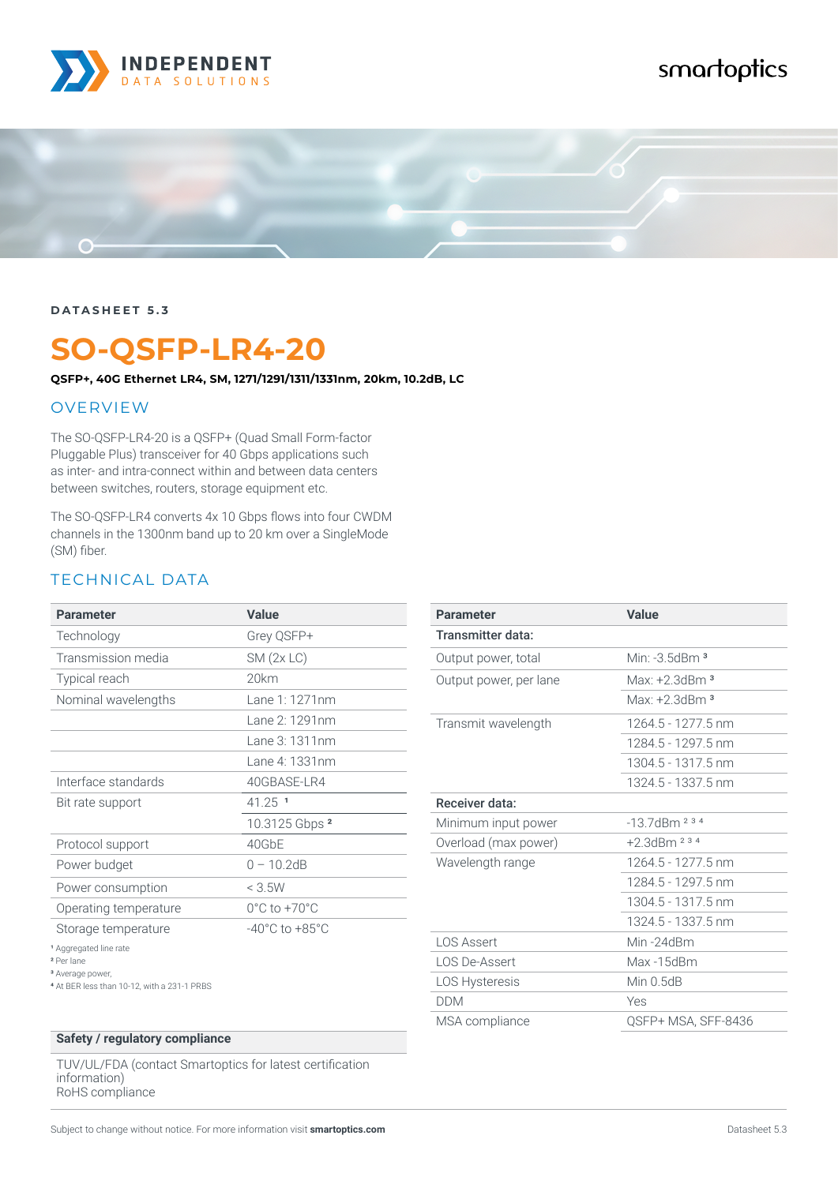INDEPENDENT DATA SOLUTIONS

smartoptics

DATASHEET 5.3

# SO-QSFP-LR4-20

**QSFP+, 40G Ethernet LR4, SM, 1271/1291/1311/1331nm, 20km, 10.2dB, LC**

## OVERVIEW

The SO-QSFP-LR4-20 is a QSFP+ (Quad Small Form-factor Pluggable Plus) transceiver for 40 Gbps applications such as inter- and intra-connect within and between data centers between switches, routers, storage equipment etc.

The SO-QSFP-LR4 converts 4x 10 Gbps flows into four CWDM channels in the 1300nm band up to 20 km over a SingleMode (SM) fiber.

## TECHNICAL DATA

| Parameter | Value |
|---|---|
| Technology | Grey QSFP+ |
| Transmission media | SM (2x LC) |
| Typical reach | 20km |
| Nominal wavelengths | Lane 1: 1271nm |
| | Lane 2: 1291nm |
| | Lane 3: 1311nm |
| | Lane 4: 1331nm |
| Interface standards | 40GBASE-LR4 |
| Bit rate support | 41.25 [1] |
| | 10.3125 Gbps [2] |
| Protocol support | 40GbE |
| Power budget | 0 – 10.2dB |
| Power consumption | < 3.5W |
| Operating temperature | 0°C to +70°C |
| Storage temperature | -40°C to +85°C |

[1] Aggregated line rate
[2] Per lane
[3] Average power,
[4] At BER less than 10-12, with a 231-1 PRBS

| Parameter | Value |
|---|---|
| **Transmitter data:** | |
| Output power, total | Min: -3.5dBm [3] |
| Output power, per lane | Max: +2.3dBm [3] |
| | Max: +2.3dBm [3] |
| Transmit wavelength | 1264.5 - 1277.5 nm |
| | 1284.5 - 1297.5 nm |
| | 1304.5 - 1317.5 nm |
| | 1324.5 - 1337.5 nm |
| **Receiver data:** | |
| Minimum input power | -13.7dBm [2 3 4] |
| Overload (max power) | +2.3dBm [2 3 4] |
| Wavelength range | 1264.5 - 1277.5 nm |
| | 1284.5 - 1297.5 nm |
| | 1304.5 - 1317.5 nm |
| | 1324.5 - 1337.5 nm |
| LOS Assert | Min -24dBm |
| LOS De-Assert | Max -15dBm |
| LOS Hysteresis | Min 0.5dB |
| DDM | Yes |
| MSA compliance | QSFP+ MSA, SFF-8436 |

| Safety / regulatory compliance |
|---|
| TUV/UL/FDA (contact Smartoptics for latest certification information)<br>RoHS compliance |

Subject to change without notice. For more information visit **smartoptics.com**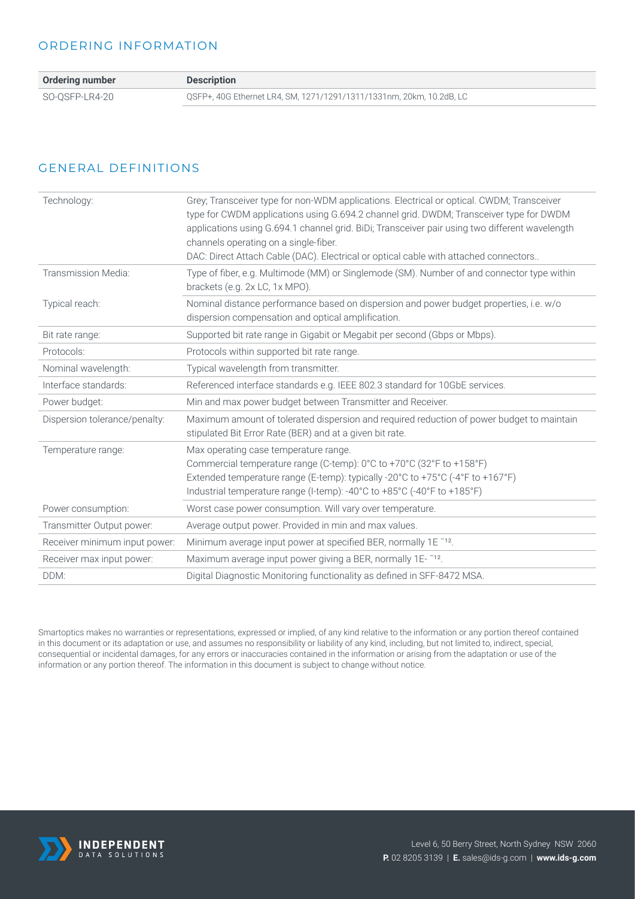## ORDERING INFORMATION

| Ordering number | Description |
| --- | --- |
| SO-QSFP-LR4-20 | QSFP+, 40G Ethernet LR4, SM, 1271/1291/1311/1331nm, 20km, 10.2dB, LC |

## GENERAL DEFINITIONS

| | |
| --- | --- |
| Technology: | Grey; Transceiver type for non-WDM applications. Electrical or optical. CWDM; Transceiver type for CWDM applications using G.694.2 channel grid. DWDM; Transceiver type for DWDM applications using G.694.1 channel grid. BiDi; Transceiver pair using two different wavelength channels operating on a single-fiber.<br>DAC: Direct Attach Cable (DAC). Electrical or optical cable with attached connectors.. |
| Transmission Media: | Type of fiber, e.g. Multimode (MM) or Singlemode (SM). Number of and connector type within brackets (e.g. 2x LC, 1x MPO). |
| Typical reach: | Nominal distance performance based on dispersion and power budget properties, i.e. w/o dispersion compensation and optical amplification. |
| Bit rate range: | Supported bit rate range in Gigabit or Megabit per second (Gbps or Mbps). |
| Protocols: | Protocols within supported bit rate range. |
| Nominal wavelength: | Typical wavelength from transmitter. |
| Interface standards: | Referenced interface standards e.g. IEEE 802.3 standard for 10GbE services. |
| Power budget: | Min and max power budget between Transmitter and Receiver. |
| Dispersion tolerance/penalty: | Maximum amount of tolerated dispersion and required reduction of power budget to maintain stipulated Bit Error Rate (BER) and at a given bit rate. |
| Temperature range: | Max operating case temperature range.<br>Commercial temperature range (C-temp): 0°C to +70°C (32°F to +158°F)<br>Extended temperature range (E-temp): typically -20°C to +75°C (-4°F to +167°F)<br>Industrial temperature range (I-temp): -40°C to +85°C (-40°F to +185°F) |
| Power consumption: | Worst case power consumption. Will vary over temperature. |
| Transmitter Output power: | Average output power. Provided in min and max values. |
| Receiver minimum input power: | Minimum average input power at specified BER, normally $1E^{-12}$. |
| Receiver max input power: | Maximum average input power giving a BER, normally $1E^{-12}$. |
| DDM: | Digital Diagnostic Monitoring functionality as defined in SFF-8472 MSA. |

Smartoptics makes no warranties or representations, expressed or implied, of any kind relative to the information or any portion thereof contained in this document or its adaptation or use, and assumes no responsibility or liability of any kind, including, but not limited to, indirect, special, consequential or incidental damages, for any errors or inaccuracies contained in the information or arising from the adaptation or use of the information or any portion thereof. The information in this document is subject to change without notice.

INDEPENDENT DATA SOLUTIONS

Level 6, 50 Berry Street, North Sydney NSW 2060
**P.** 02 8205 3139 | **E.** sales@ids-g.com | **www.ids-g.com**